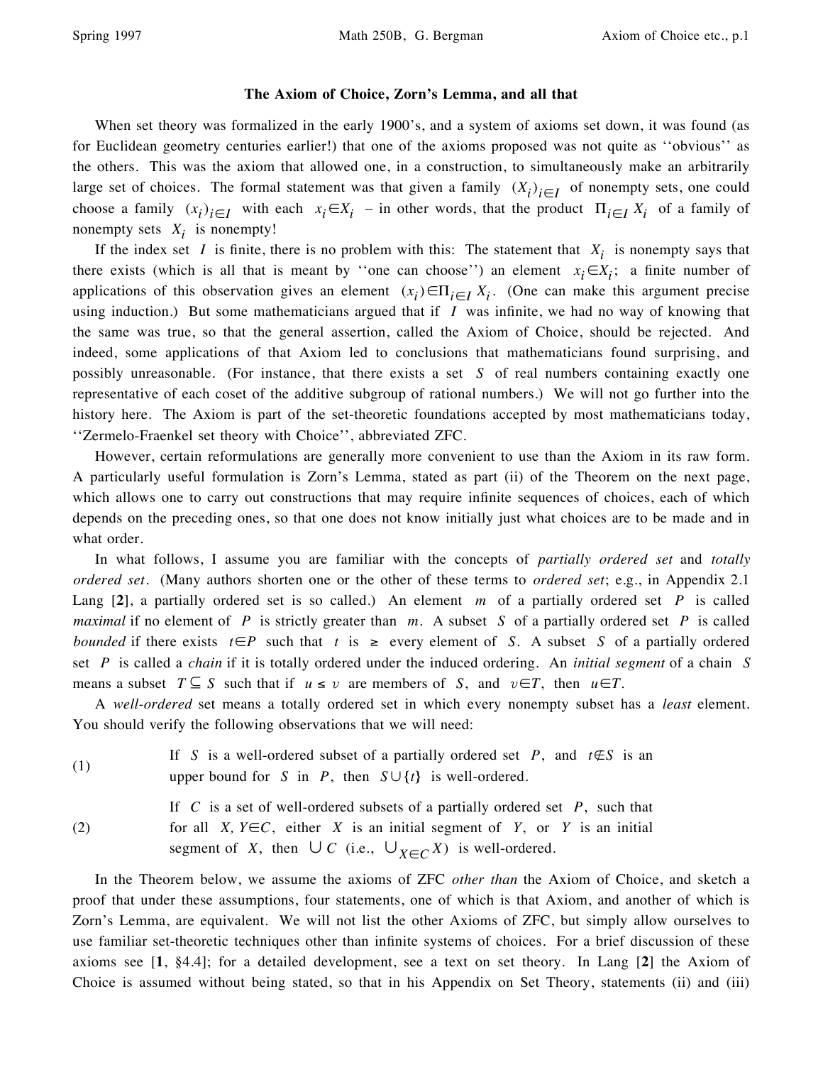### The Axiom of Choice, Zorn's Lemma, and all that

When set theory was formalized in the early 1900's, and a system of axioms set down, it was found (as for Euclidean geometry centuries earlier!) that one of the axioms proposed was not quite as ''obvious'' as the others. This was the axiom that allowed one, in a construction, to simultaneously make an arbitrarily large set of choices. The formal statement was that given a family $(X_i)_{i\in I}$ of nonempty sets, one could choose a family $(x_i)_{i\in I}$ with each $x_i \in X_i$ – in other words, that the product $\Pi_{i\in I} X_i$ of a family of nonempty sets $X_i$ is nonempty!

If the index set $I$ is finite, there is no problem with this: The statement that $X_i$ is nonempty says that there exists (which is all that is meant by ''one can choose'') an element $x_i \in X_i$; a finite number of applications of this observation gives an element $(x_i) \in \Pi_{i\in I} X_i$. (One can make this argument precise using induction.) But some mathematicians argued that if $I$ was infinite, we had no way of knowing that the same was true, so that the general assertion, called the Axiom of Choice, should be rejected. And indeed, some applications of that Axiom led to conclusions that mathematicians found surprising, and possibly unreasonable. (For instance, that there exists a set $S$ of real numbers containing exactly one representative of each coset of the additive subgroup of rational numbers.) We will not go further into the history here. The Axiom is part of the set-theoretic foundations accepted by most mathematicians today, ''Zermelo-Fraenkel set theory with Choice'', abbreviated ZFC.

However, certain reformulations are generally more convenient to use than the Axiom in its raw form. A particularly useful formulation is Zorn's Lemma, stated as part (ii) of the Theorem on the next page, which allows one to carry out constructions that may require infinite sequences of choices, each of which depends on the preceding ones, so that one does not know initially just what choices are to be made and in what order.

In what follows, I assume you are familiar with the concepts of *partially ordered set* and *totally ordered set*. (Many authors shorten one or the other of these terms to *ordered set*; e.g., in Appendix 2.1 Lang [**2**], a partially ordered set is so called.) An element $m$ of a partially ordered set $P$ is called *maximal* if no element of $P$ is strictly greater than $m$. A subset $S$ of a partially ordered set $P$ is called *bounded* if there exists $t \in P$ such that $t$ is $\geq$ every element of $S$. A subset $S$ of a partially ordered set $P$ is called a *chain* if it is totally ordered under the induced ordering. An *initial segment* of a chain $S$ means a subset $T \subseteq S$ such that if $u \leq v$ are members of $S$, and $v \in T$, then $u \in T$.

A *well-ordered* set means a totally ordered set in which every nonempty subset has a *least* element. You should verify the following observations that we will need:

(1) If $S$ is a well-ordered subset of a partially ordered set $P$, and $t \notin S$ is an upper bound for $S$ in $P$, then $S \cup \{t\}$ is well-ordered.

(2) If $C$ is a set of well-ordered subsets of a partially ordered set $P$, such that for all $X, Y \in C$, either $X$ is an initial segment of $Y$, or $Y$ is an initial segment of $X$, then $\cup\, C$ (i.e., $\cup_{X\in C} X$) is well-ordered.

In the Theorem below, we assume the axioms of ZFC *other than* the Axiom of Choice, and sketch a proof that under these assumptions, four statements, one of which is that Axiom, and another of which is Zorn's Lemma, are equivalent. We will not list the other Axioms of ZFC, but simply allow ourselves to use familiar set-theoretic techniques other than infinite systems of choices. For a brief discussion of these axioms see [**1**, §4.4]; for a detailed development, see a text on set theory. In Lang [**2**] the Axiom of Choice is assumed without being stated, so that in his Appendix on Set Theory, statements (ii) and (iii)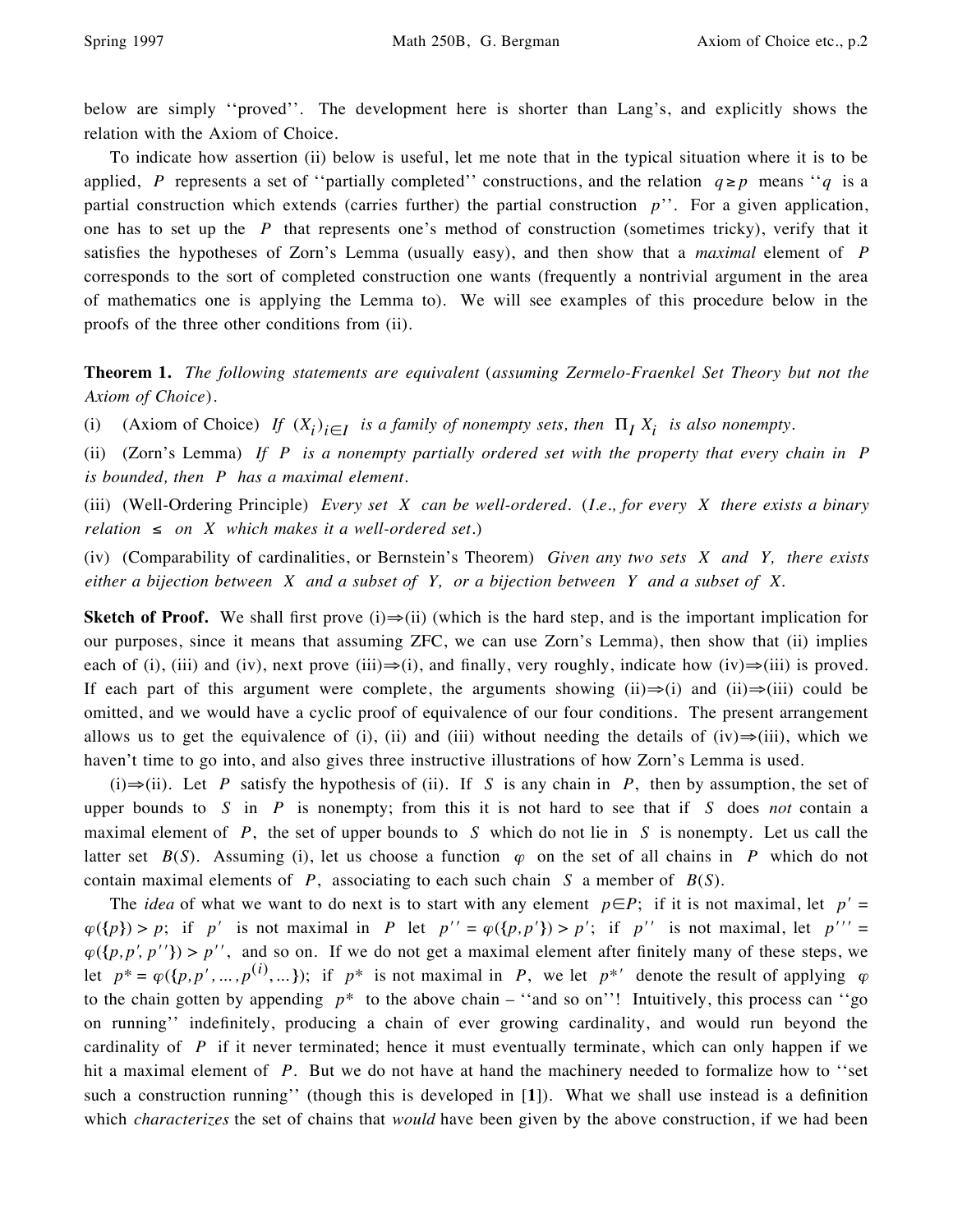below are simply ''proved''. The development here is shorter than Lang's, and explicitly shows the relation with the Axiom of Choice.

To indicate how assertion (ii) below is useful, let me note that in the typical situation where it is to be applied, $P$ represents a set of ''partially completed'' constructions, and the relation $q \geq p$ means ''$q$ is a partial construction which extends (carries further) the partial construction $p$''. For a given application, one has to set up the $P$ that represents one's method of construction (sometimes tricky), verify that it satisfies the hypotheses of Zorn's Lemma (usually easy), and then show that a *maximal* element of $P$ corresponds to the sort of completed construction one wants (frequently a nontrivial argument in the area of mathematics one is applying the Lemma to). We will see examples of this procedure below in the proofs of the three other conditions from (ii).

**Theorem 1.** *The following statements are equivalent (assuming Zermelo-Fraenkel Set Theory but not the Axiom of Choice).*

(i) (Axiom of Choice) *If $(X_i)_{i \in I}$ is a family of nonempty sets, then $\Pi_I X_i$ is also nonempty.*

(ii) (Zorn's Lemma) *If $P$ is a nonempty partially ordered set with the property that every chain in $P$ is bounded, then $P$ has a maximal element.*

(iii) (Well-Ordering Principle) *Every set $X$ can be well-ordered. (I.e., for every $X$ there exists a binary relation $\leq$ on $X$ which makes it a well-ordered set.)*

(iv) (Comparability of cardinalities, or Bernstein's Theorem) *Given any two sets $X$ and $Y$, there exists either a bijection between $X$ and a subset of $Y$, or a bijection between $Y$ and a subset of $X$.*

**Sketch of Proof.** We shall first prove (i)$\Rightarrow$(ii) (which is the hard step, and is the important implication for our purposes, since it means that assuming ZFC, we can use Zorn's Lemma), then show that (ii) implies each of (i), (iii) and (iv), next prove (iii)$\Rightarrow$(i), and finally, very roughly, indicate how (iv)$\Rightarrow$(iii) is proved. If each part of this argument were complete, the arguments showing (ii)$\Rightarrow$(i) and (ii)$\Rightarrow$(iii) could be omitted, and we would have a cyclic proof of equivalence of our four conditions. The present arrangement allows us to get the equivalence of (i), (ii) and (iii) without needing the details of (iv)$\Rightarrow$(iii), which we haven't time to go into, and also gives three instructive illustrations of how Zorn's Lemma is used.

(i)$\Rightarrow$(ii). Let $P$ satisfy the hypothesis of (ii). If $S$ is any chain in $P$, then by assumption, the set of upper bounds to $S$ in $P$ is nonempty; from this it is not hard to see that if $S$ does *not* contain a maximal element of $P$, the set of upper bounds to $S$ which do not lie in $S$ is nonempty. Let us call the latter set $B(S)$. Assuming (i), let us choose a function $\varphi$ on the set of all chains in $P$ which do not contain maximal elements of $P$, associating to each such chain $S$ a member of $B(S)$.

The *idea* of what we want to do next is to start with any element $p \in P$; if it is not maximal, let $p' = \varphi(\{p\}) > p$; if $p'$ is not maximal in $P$ let $p'' = \varphi(\{p, p'\}) > p'$; if $p''$ is not maximal, let $p''' = \varphi(\{p, p', p''\}) > p''$, and so on. If we do not get a maximal element after finitely many of these steps, we let $p^* = \varphi(\{p, p', \ldots, p^{(i)}, \ldots\})$; if $p^*$ is not maximal in $P$, we let $p^{*\prime}$ denote the result of applying $\varphi$ to the chain gotten by appending $p^*$ to the above chain – ''and so on''! Intuitively, this process can ''go on running'' indefinitely, producing a chain of ever growing cardinality, and would run beyond the cardinality of $P$ if it never terminated; hence it must eventually terminate, which can only happen if we hit a maximal element of $P$. But we do not have at hand the machinery needed to formalize how to ''set such a construction running'' (though this is developed in [**1**]). What we shall use instead is a definition which *characterizes* the set of chains that *would* have been given by the above construction, if we had been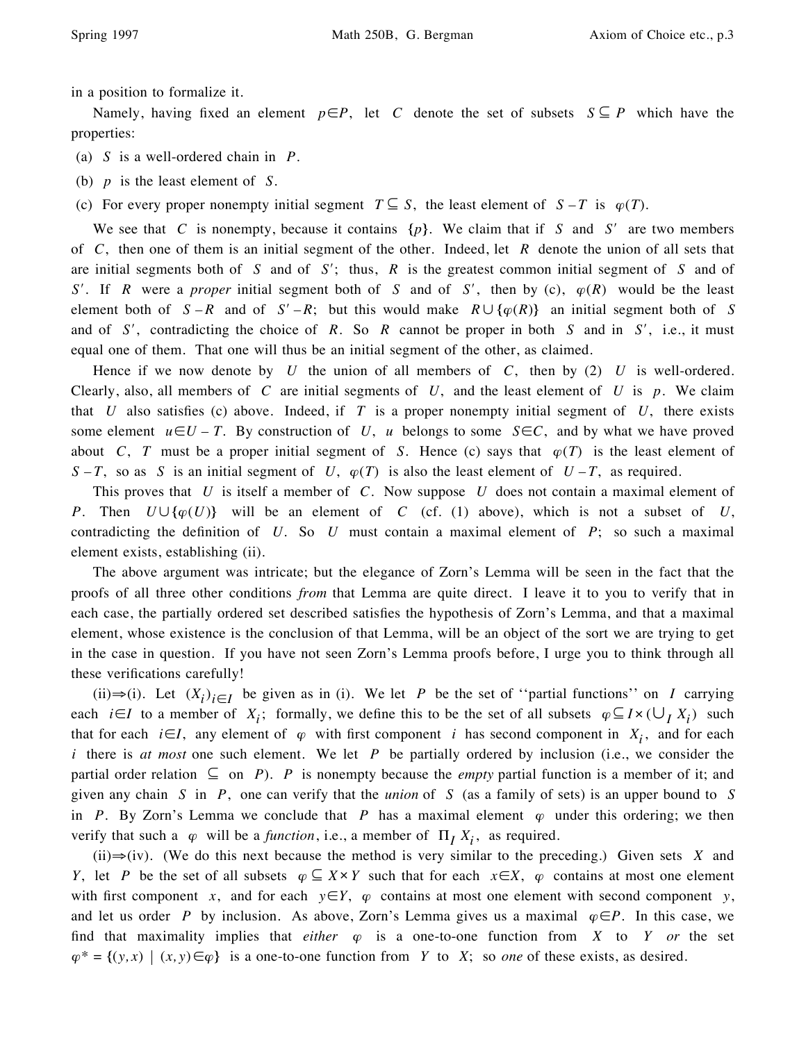in a position to formalize it.

Namely, having fixed an element $p \in P$, let $C$ denote the set of subsets $S \subseteq P$ which have the properties:

(a) $S$ is a well-ordered chain in $P$.

(b) $p$ is the least element of $S$.

(c) For every proper nonempty initial segment $T \subseteq S$, the least element of $S - T$ is $\varphi(T)$.

We see that $C$ is nonempty, because it contains $\{p\}$. We claim that if $S$ and $S'$ are two members of $C$, then one of them is an initial segment of the other. Indeed, let $R$ denote the union of all sets that are initial segments both of $S$ and of $S'$; thus, $R$ is the greatest common initial segment of $S$ and of $S'$. If $R$ were a *proper* initial segment both of $S$ and of $S'$, then by (c), $\varphi(R)$ would be the least element both of $S - R$ and of $S' - R$; but this would make $R \cup \{\varphi(R)\}$ an initial segment both of $S$ and of $S'$, contradicting the choice of $R$. So $R$ cannot be proper in both $S$ and in $S'$, i.e., it must equal one of them. That one will thus be an initial segment of the other, as claimed.

Hence if we now denote by $U$ the union of all members of $C$, then by (2) $U$ is well-ordered. Clearly, also, all members of $C$ are initial segments of $U$, and the least element of $U$ is $p$. We claim that $U$ also satisfies (c) above. Indeed, if $T$ is a proper nonempty initial segment of $U$, there exists some element $u \in U - T$. By construction of $U$, $u$ belongs to some $S \in C$, and by what we have proved about $C$, $T$ must be a proper initial segment of $S$. Hence (c) says that $\varphi(T)$ is the least element of $S - T$, so as $S$ is an initial segment of $U$, $\varphi(T)$ is also the least element of $U - T$, as required.

This proves that $U$ is itself a member of $C$. Now suppose $U$ does not contain a maximal element of $P$. Then $U \cup \{\varphi(U)\}$ will be an element of $C$ (cf. (1) above), which is not a subset of $U$, contradicting the definition of $U$. So $U$ must contain a maximal element of $P$; so such a maximal element exists, establishing (ii).

The above argument was intricate; but the elegance of Zorn's Lemma will be seen in the fact that the proofs of all three other conditions *from* that Lemma are quite direct. I leave it to you to verify that in each case, the partially ordered set described satisfies the hypothesis of Zorn's Lemma, and that a maximal element, whose existence is the conclusion of that Lemma, will be an object of the sort we are trying to get in the case in question. If you have not seen Zorn's Lemma proofs before, I urge you to think through all these verifications carefully!

(ii)$\Rightarrow$(i). Let $(X_i)_{i \in I}$ be given as in (i). We let $P$ be the set of ''partial functions'' on $I$ carrying each $i \in I$ to a member of $X_i$; formally, we define this to be the set of all subsets $\varphi \subseteq I \times (\bigcup_I X_i)$ such that for each $i \in I$, any element of $\varphi$ with first component $i$ has second component in $X_i$, and for each $i$ there is *at most* one such element. We let $P$ be partially ordered by inclusion (i.e., we consider the partial order relation $\subseteq$ on $P$). $P$ is nonempty because the *empty* partial function is a member of it; and given any chain $S$ in $P$, one can verify that the *union* of $S$ (as a family of sets) is an upper bound to $S$ in $P$. By Zorn's Lemma we conclude that $P$ has a maximal element $\varphi$ under this ordering; we then verify that such a $\varphi$ will be a *function*, i.e., a member of $\Pi_I X_i$, as required.

(ii)$\Rightarrow$(iv). (We do this next because the method is very similar to the preceding.) Given sets $X$ and $Y$, let $P$ be the set of all subsets $\varphi \subseteq X \times Y$ such that for each $x \in X$, $\varphi$ contains at most one element with first component $x$, and for each $y \in Y$, $\varphi$ contains at most one element with second component $y$, and let us order $P$ by inclusion. As above, Zorn's Lemma gives us a maximal $\varphi \in P$. In this case, we find that maximality implies that *either* $\varphi$ is a one-to-one function from $X$ to $Y$ *or* the set $\varphi^* = \{(y, x) \mid (x, y) \in \varphi\}$ is a one-to-one function from $Y$ to $X$; so *one* of these exists, as desired.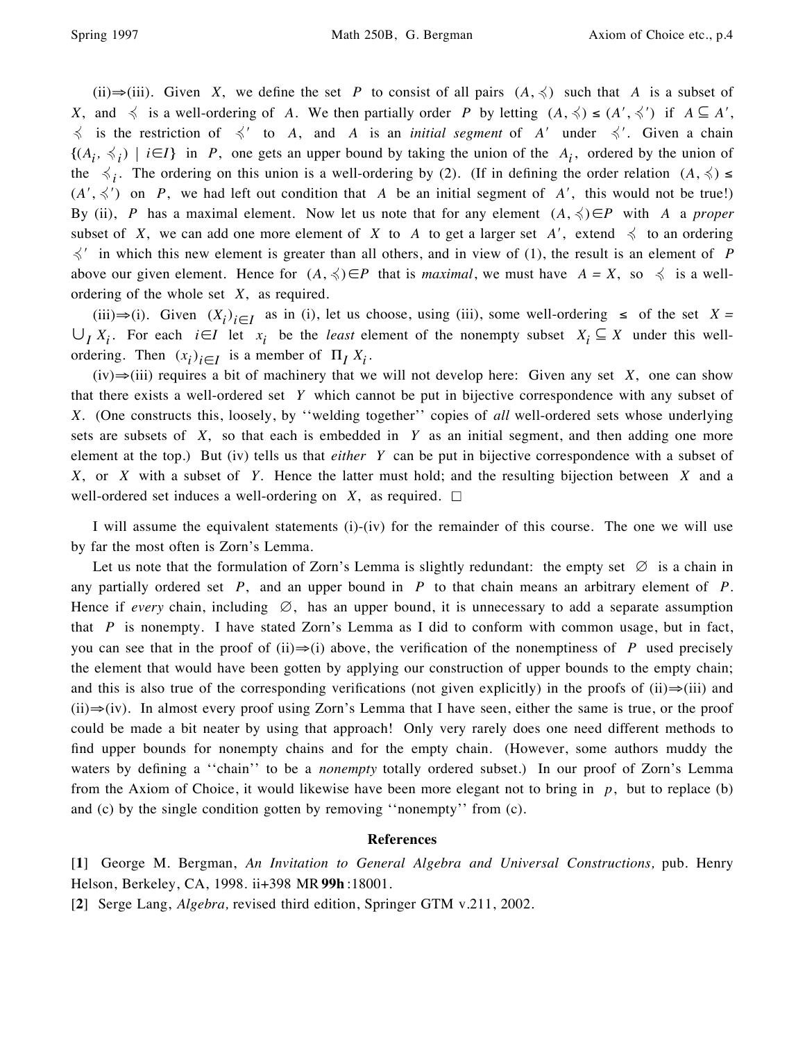(ii)⇒(iii). Given $X$, we define the set $P$ to consist of all pairs $(A, \preccurlyeq)$ such that $A$ is a subset of $X$, and $\preccurlyeq$ is a well-ordering of $A$. We then partially order $P$ by letting $(A, \preccurlyeq) \leq (A', \preccurlyeq')$ if $A \subseteq A'$, $\preccurlyeq$ is the restriction of $\preccurlyeq'$ to $A$, and $A$ is an *initial segment* of $A'$ under $\preccurlyeq'$. Given a chain $\{(A_i, \preccurlyeq_i) \mid i \in I\}$ in $P$, one gets an upper bound by taking the union of the $A_i$, ordered by the union of the $\preccurlyeq_i$. The ordering on this union is a well-ordering by (2). (If in defining the order relation $(A, \preccurlyeq) \leq (A', \preccurlyeq')$ on $P$, we had left out condition that $A$ be an initial segment of $A'$, this would not be true!) By (ii), $P$ has a maximal element. Now let us note that for any element $(A, \preccurlyeq) \in P$ with $A$ a *proper* subset of $X$, we can add one more element of $X$ to $A$ to get a larger set $A'$, extend $\preccurlyeq$ to an ordering $\preccurlyeq'$ in which this new element is greater than all others, and in view of (1), the result is an element of $P$ above our given element. Hence for $(A, \preccurlyeq) \in P$ that is *maximal*, we must have $A = X$, so $\preccurlyeq$ is a well-ordering of the whole set $X$, as required.

(iii)⇒(i). Given $(X_i)_{i \in I}$ as in (i), let us choose, using (iii), some well-ordering $\leq$ of the set $X = \bigcup_I X_i$. For each $i \in I$ let $x_i$ be the *least* element of the nonempty subset $X_i \subseteq X$ under this well-ordering. Then $(x_i)_{i \in I}$ is a member of $\prod_I X_i$.

(iv)⇒(iii) requires a bit of machinery that we will not develop here: Given any set $X$, one can show that there exists a well-ordered set $Y$ which cannot be put in bijective correspondence with any subset of $X$. (One constructs this, loosely, by ''welding together'' copies of *all* well-ordered sets whose underlying sets are subsets of $X$, so that each is embedded in $Y$ as an initial segment, and then adding one more element at the top.) But (iv) tells us that *either* $Y$ can be put in bijective correspondence with a subset of $X$, or $X$ with a subset of $Y$. Hence the latter must hold; and the resulting bijection between $X$ and a well-ordered set induces a well-ordering on $X$, as required. □

I will assume the equivalent statements (i)-(iv) for the remainder of this course. The one we will use by far the most often is Zorn's Lemma.

Let us note that the formulation of Zorn's Lemma is slightly redundant: the empty set $\varnothing$ is a chain in any partially ordered set $P$, and an upper bound in $P$ to that chain means an arbitrary element of $P$. Hence if *every* chain, including $\varnothing$, has an upper bound, it is unnecessary to add a separate assumption that $P$ is nonempty. I have stated Zorn's Lemma as I did to conform with common usage, but in fact, you can see that in the proof of (ii)⇒(i) above, the verification of the nonemptiness of $P$ used precisely the element that would have been gotten by applying our construction of upper bounds to the empty chain; and this is also true of the corresponding verifications (not given explicitly) in the proofs of (ii)⇒(iii) and (ii)⇒(iv). In almost every proof using Zorn's Lemma that I have seen, either the same is true, or the proof could be made a bit neater by using that approach! Only very rarely does one need different methods to find upper bounds for nonempty chains and for the empty chain. (However, some authors muddy the waters by defining a ''chain'' to be a *nonempty* totally ordered subset.) In our proof of Zorn's Lemma from the Axiom of Choice, it would likewise have been more elegant not to bring in $p$, but to replace (b) and (c) by the single condition gotten by removing ''nonempty'' from (c).

## References

[**1**] George M. Bergman, *An Invitation to General Algebra and Universal Constructions,* pub. Henry Helson, Berkeley, CA, 1998. ii+398 MR **99h**:18001.

[**2**] Serge Lang, *Algebra,* revised third edition, Springer GTM v.211, 2002.